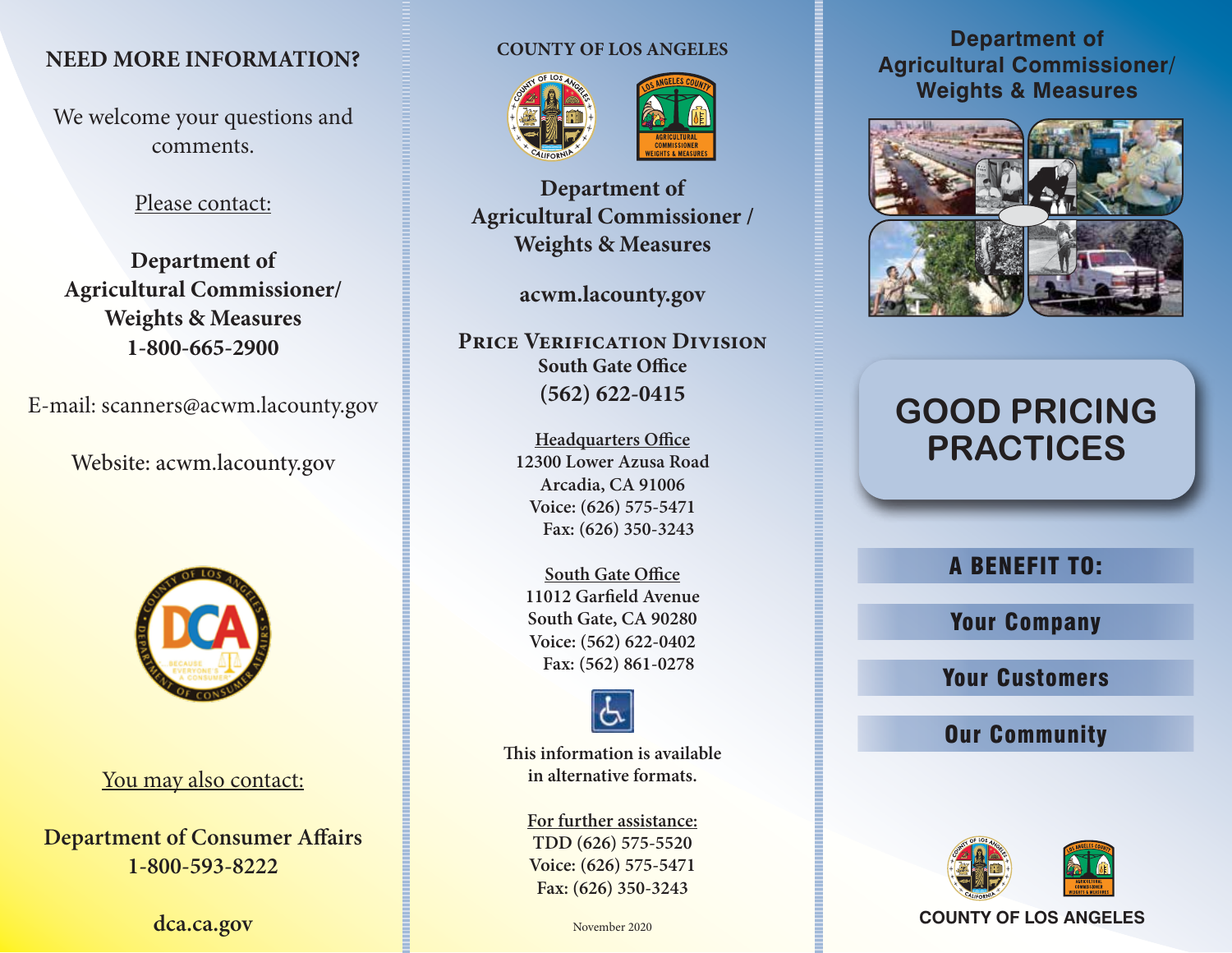## NEED MORE INFORMATION?

We welcome your questions and comments.

Please contact:

**Department of Agricultural Commissioner/ Weights & Measures**
**1-800-665-2900**

E-mail: scanners@acwm.lacounty.gov

Website: acwm.lacounty.gov

You may also contact:

**Department of Consumer Affairs**
**1-800-593-8222**

**dca.ca.gov**

---

**COUNTY OF LOS ANGELES**

**Department of Agricultural Commissioner / Weights & Measures**

**acwm.lacounty.gov**

**PRICE VERIFICATION DIVISION**
**South Gate Office**
**(562) 622-0415**

**Headquarters Office**
12300 Lower Azusa Road
Arcadia, CA 91006
Voice: (626) 575-5471
Fax: (626) 350-3243

**South Gate Office**
11012 Garfield Avenue
South Gate, CA 90280
Voice: (562) 622-0402
Fax: (562) 861-0278

This information is available in alternative formats.

**For further assistance:**
TDD (626) 575-5520
Voice: (626) 575-5471
Fax: (626) 350-3243

November 2020

---

**Department of Agricultural Commissioner/ Weights & Measures**

# GOOD PRICING PRACTICES

## A BENEFIT TO:

**Your Company**

**Your Customers**

**Our Community**

**COUNTY OF LOS ANGELES**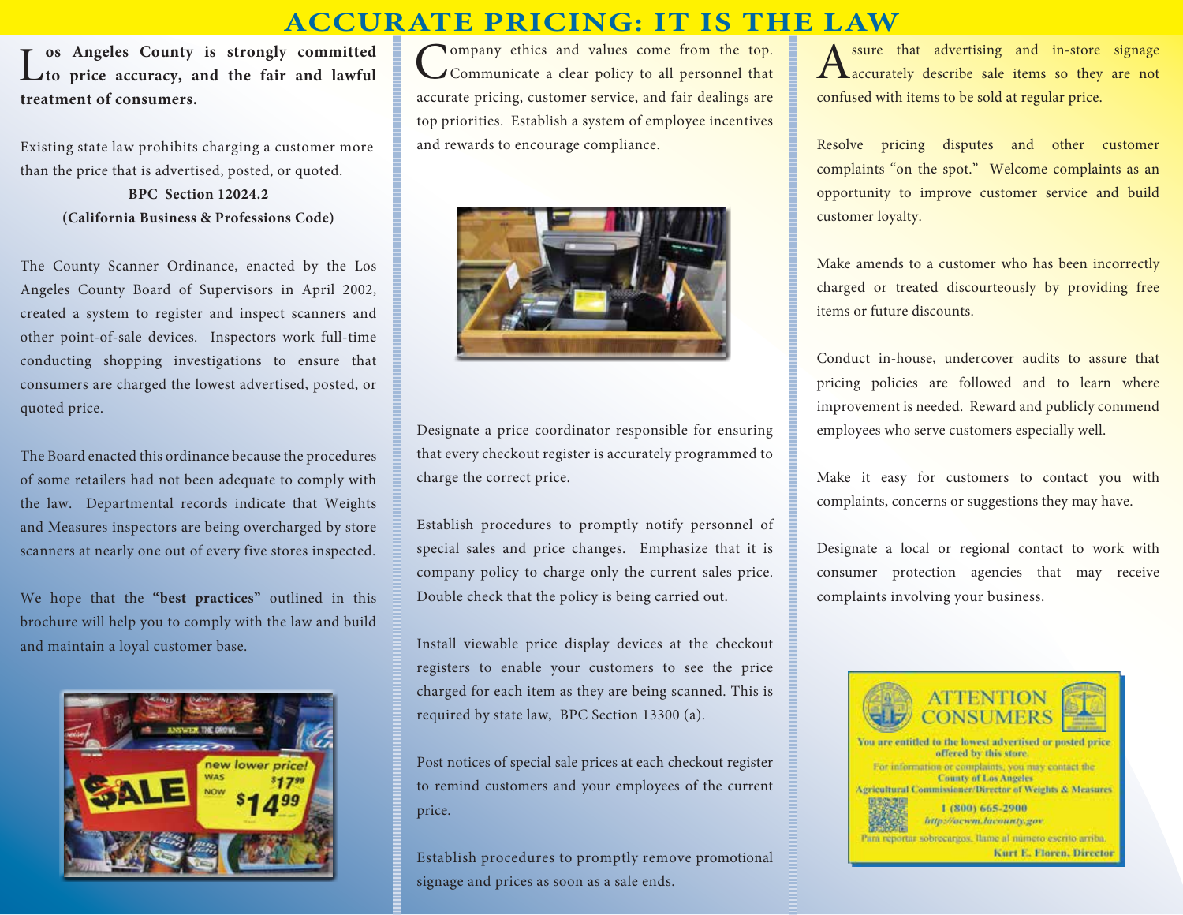# ACCURATE PRICING: IT IS THE LAW

**Los Angeles County is strongly committed to price accuracy, and the fair and lawful treatment of consumers.**

Existing state law prohibits charging a customer more than the price that is advertised, posted, or quoted.

**BPC Section 12024.2**
**(California Business & Professions Code)**

The County Scanner Ordinance, enacted by the Los Angeles County Board of Supervisors in April 2002, created a system to register and inspect scanners and other point-of-sale devices. Inspectors work full-time conducting shopping investigations to ensure that consumers are charged the lowest advertised, posted, or quoted price.

The Board enacted this ordinance because the procedures of some retailers had not been adequate to comply with the law. Departmental records indicate that Weights and Measures inspectors are being overcharged by store scanners at nearly one out of every five stores inspected.

We hope that the **"best practices"** outlined in this brochure will help you to comply with the law and build and maintain a loyal customer base.

Company ethics and values come from the top. Communicate a clear policy to all personnel that accurate pricing, customer service, and fair dealings are top priorities. Establish a system of employee incentives and rewards to encourage compliance.

Designate a price coordinator responsible for ensuring that every checkout register is accurately programmed to charge the correct price.

Establish procedures to promptly notify personnel of special sales and price changes. Emphasize that it is company policy to charge only the current sales price. Double check that the policy is being carried out.

Install viewable price display devices at the checkout registers to enable your customers to see the price charged for each item as they are being scanned. This is required by state law, BPC Section 13300 (a).

Post notices of special sale prices at each checkout register to remind customers and your employees of the current price.

Establish procedures to promptly remove promotional signage and prices as soon as a sale ends.

Assure that advertising and in-store signage accurately describe sale items so they are not confused with items to be sold at regular price.

Resolve pricing disputes and other customer complaints "on the spot." Welcome complaints as an opportunity to improve customer service and build customer loyalty.

Make amends to a customer who has been incorrectly charged or treated discourteously by providing free items or future discounts.

Conduct in-house, undercover audits to assure that pricing policies are followed and to learn where improvement is needed. Reward and publicly commend employees who serve customers especially well.

Make it easy for customers to contact you with complaints, concerns or suggestions they may have.

Designate a local or regional contact to work with consumer protection agencies that may receive complaints involving your business.

**ATTENTION CONSUMERS**

**You are entitled to the lowest advertised or posted price offered by this store.**

For information or complaints, you may contact the
**County of Los Angeles**
**Agricultural Commissioner/Director of Weights & Measures**

**1 (800) 665-2900**
***http://acwm.lacounty.gov***

Para reportar sobrecargos, llame al número escrito arriba.

**Kurt E. Floren, Director**